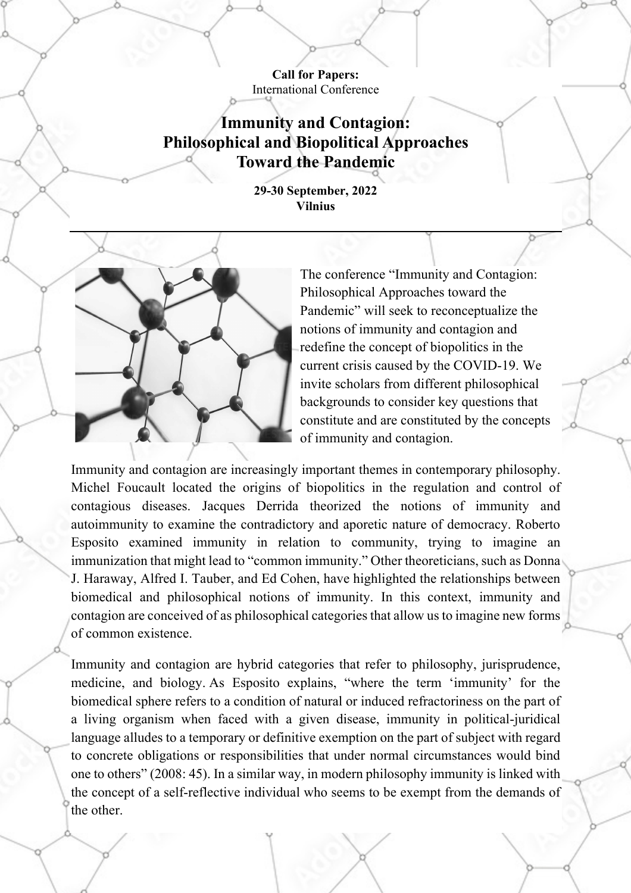**Call for Papers:**
International Conference

# Immunity and Contagion: Philosophical and Biopolitical Approaches Toward the Pandemic

**29-30 September, 2022**
**Vilnius**

---

The conference "Immunity and Contagion: Philosophical Approaches toward the Pandemic" will seek to reconceptualize the notions of immunity and contagion and redefine the concept of biopolitics in the current crisis caused by the COVID-19. We invite scholars from different philosophical backgrounds to consider key questions that constitute and are constituted by the concepts of immunity and contagion.

Immunity and contagion are increasingly important themes in contemporary philosophy. Michel Foucault located the origins of biopolitics in the regulation and control of contagious diseases. Jacques Derrida theorized the notions of immunity and autoimmunity to examine the contradictory and aporetic nature of democracy. Roberto Esposito examined immunity in relation to community, trying to imagine an immunization that might lead to "common immunity." Other theoreticians, such as Donna J. Haraway, Alfred I. Tauber, and Ed Cohen, have highlighted the relationships between biomedical and philosophical notions of immunity. In this context, immunity and contagion are conceived of as philosophical categories that allow us to imagine new forms of common existence.

Immunity and contagion are hybrid categories that refer to philosophy, jurisprudence, medicine, and biology. As Esposito explains, "where the term 'immunity' for the biomedical sphere refers to a condition of natural or induced refractoriness on the part of a living organism when faced with a given disease, immunity in political-juridical language alludes to a temporary or definitive exemption on the part of subject with regard to concrete obligations or responsibilities that under normal circumstances would bind one to others" (2008: 45). In a similar way, in modern philosophy immunity is linked with the concept of a self-reflective individual who seems to be exempt from the demands of the other.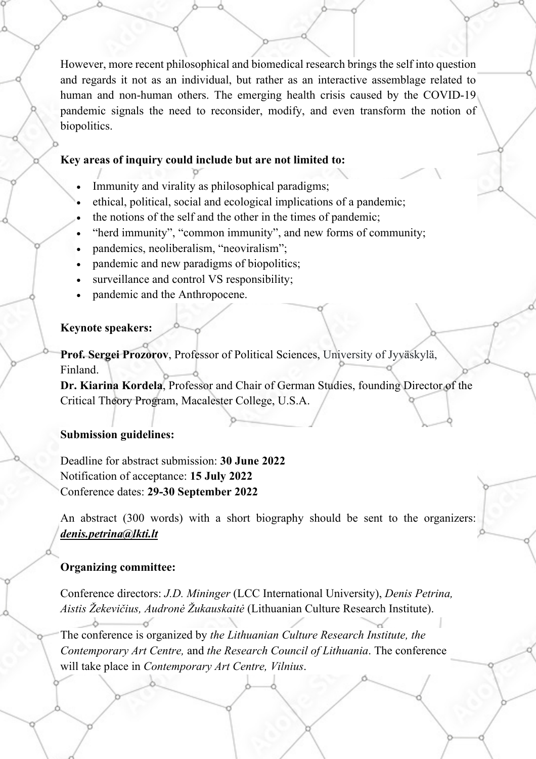However, more recent philosophical and biomedical research brings the self into question and regards it not as an individual, but rather as an interactive assemblage related to human and non-human others. The emerging health crisis caused by the COVID-19 pandemic signals the need to reconsider, modify, and even transform the notion of biopolitics.

**Key areas of inquiry could include but are not limited to:**

- Immunity and virality as philosophical paradigms;
- ethical, political, social and ecological implications of a pandemic;
- the notions of the self and the other in the times of pandemic;
- "herd immunity", "common immunity", and new forms of community;
- pandemics, neoliberalism, "neoviralism";
- pandemic and new paradigms of biopolitics;
- surveillance and control VS responsibility;
- pandemic and the Anthropocene.

**Keynote speakers:**

**Prof. Sergei Prozorov**, Professor of Political Sciences, University of Jyväskylä, Finland.
**Dr. Kiarina Kordela**, Professor and Chair of German Studies, founding Director of the Critical Theory Program, Macalester College, U.S.A.

**Submission guidelines:**

Deadline for abstract submission: **30 June 2022**
Notification of acceptance: **15 July 2022**
Conference dates: **29-30 September 2022**

An abstract (300 words) with a short biography should be sent to the organizers: ***denis.petrina@lkti.lt***

**Organizing committee:**

Conference directors: *J.D. Mininger* (LCC International University), *Denis Petrina, Aistis Žekevičius, Audronė Žukauskaitė* (Lithuanian Culture Research Institute).

The conference is organized by *the Lithuanian Culture Research Institute, the Contemporary Art Centre,* and *the Research Council of Lithuania*. The conference will take place in *Contemporary Art Centre, Vilnius*.